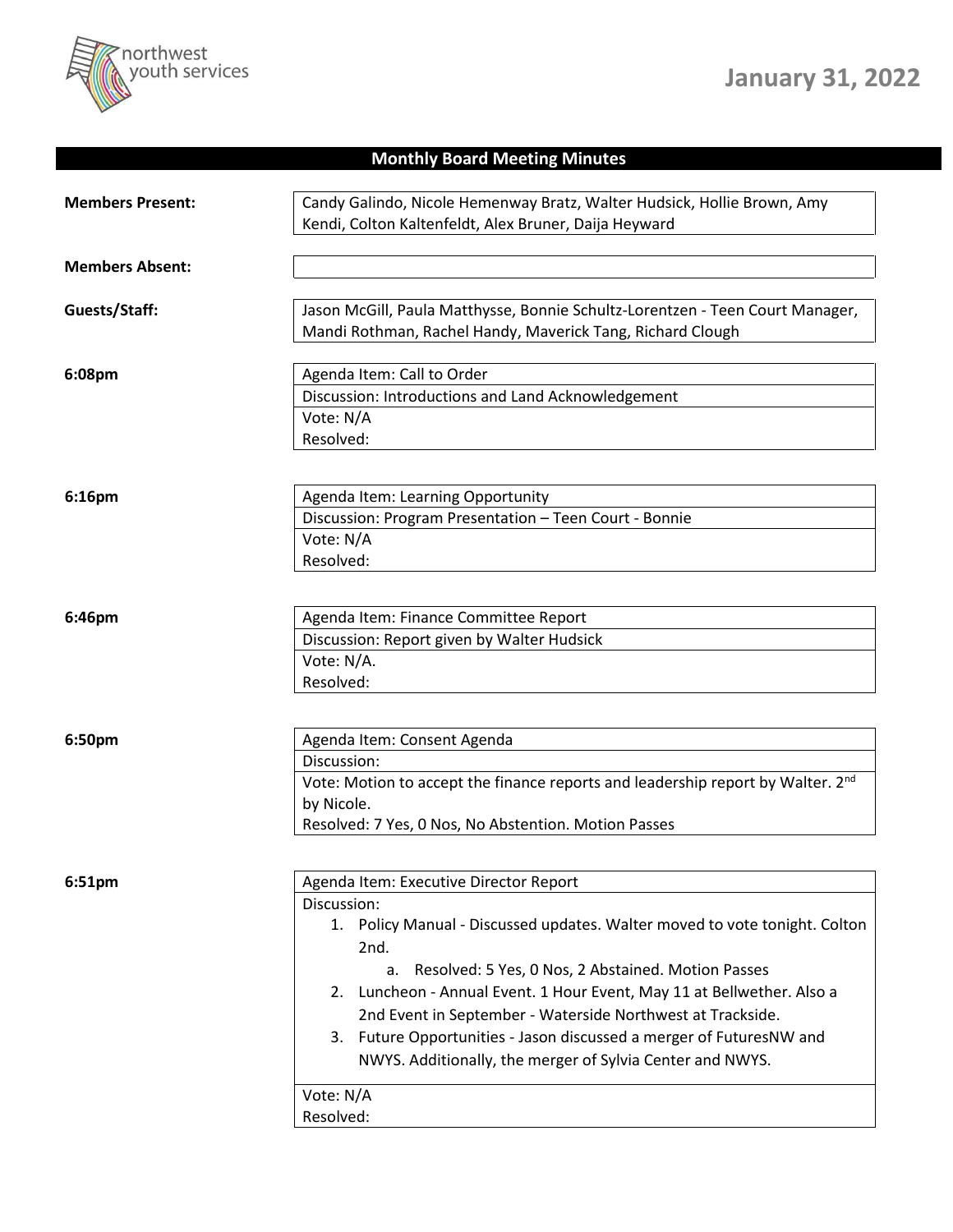# January 31, 2022

## Monthly Board Meeting Minutes

**Members Present:** Candy Galindo, Nicole Hemenway Bratz, Walter Hudsick, Hollie Brown, Amy Kendi, Colton Kaltenfeldt, Alex Bruner, Daija Heyward

**Members Absent:**

**Guests/Staff:** Jason McGill, Paula Matthysse, Bonnie Schultz-Lorentzen - Teen Court Manager, Mandi Rothman, Rachel Handy, Maverick Tang, Richard Clough

**6:08pm**

Agenda Item: Call to Order

Discussion: Introductions and Land Acknowledgement

Vote: N/A

Resolved:

**6:16pm**

Agenda Item: Learning Opportunity

Discussion: Program Presentation – Teen Court - Bonnie

Vote: N/A

Resolved:

**6:46pm**

Agenda Item: Finance Committee Report

Discussion: Report given by Walter Hudsick

Vote: N/A.

Resolved:

**6:50pm**

Agenda Item: Consent Agenda

Discussion:

Vote: Motion to accept the finance reports and leadership report by Walter. 2nd by Nicole.

Resolved: 7 Yes, 0 Nos, No Abstention. Motion Passes

**6:51pm**

Agenda Item: Executive Director Report

Discussion:

1. Policy Manual - Discussed updates. Walter moved to vote tonight. Colton 2nd.
    a. Resolved: 5 Yes, 0 Nos, 2 Abstained. Motion Passes
2. Luncheon - Annual Event. 1 Hour Event, May 11 at Bellwether. Also a 2nd Event in September - Waterside Northwest at Trackside.
3. Future Opportunities - Jason discussed a merger of FuturesNW and NWYS. Additionally, the merger of Sylvia Center and NWYS.

Vote: N/A

Resolved: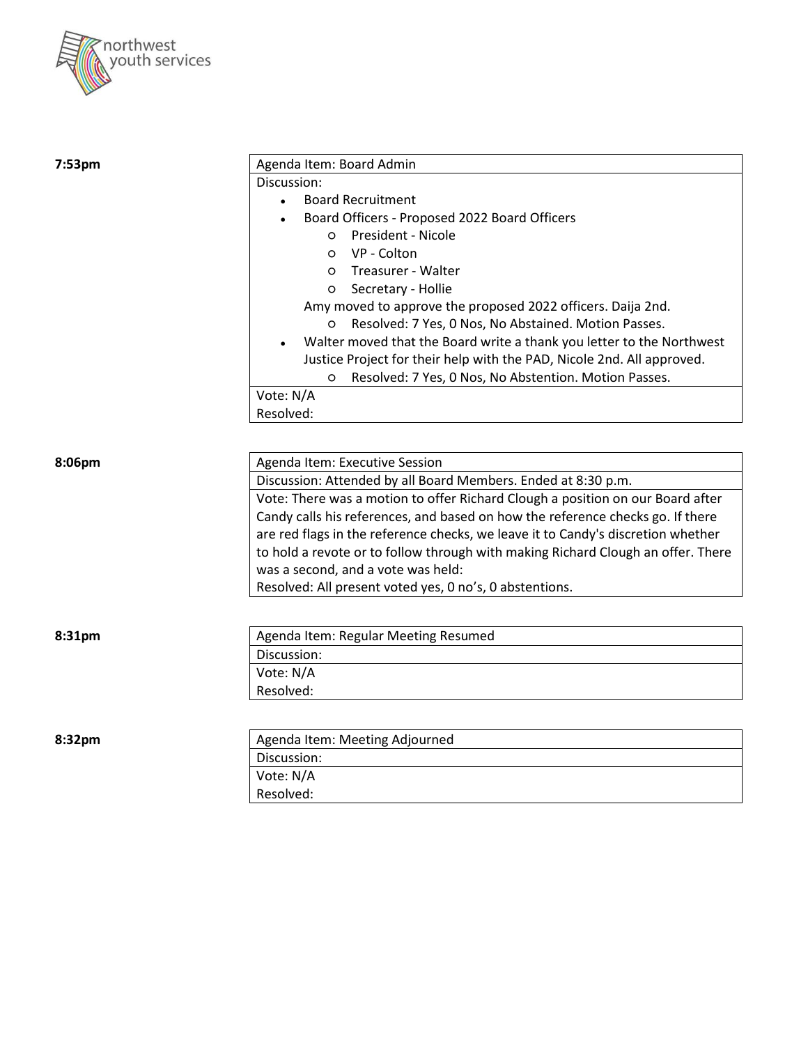**7:53pm**

Agenda Item: Board Admin

Discussion:

- Board Recruitment
- Board Officers - Proposed 2022 Board Officers
  - President - Nicole
  - VP - Colton
  - Treasurer - Walter
  - Secretary - Hollie

  Amy moved to approve the proposed 2022 officers. Daija 2nd.
  - Resolved: 7 Yes, 0 Nos, No Abstained. Motion Passes.
- Walter moved that the Board write a thank you letter to the Northwest Justice Project for their help with the PAD, Nicole 2nd. All approved.
  - Resolved: 7 Yes, 0 Nos, No Abstention. Motion Passes.

Vote: N/A

Resolved:

**8:06pm**

Agenda Item: Executive Session

Discussion: Attended by all Board Members. Ended at 8:30 p.m.

Vote: There was a motion to offer Richard Clough a position on our Board after Candy calls his references, and based on how the reference checks go. If there are red flags in the reference checks, we leave it to Candy's discretion whether to hold a revote or to follow through with making Richard Clough an offer. There was a second, and a vote was held:

Resolved: All present voted yes, 0 no's, 0 abstentions.

**8:31pm**

Agenda Item: Regular Meeting Resumed

Discussion:

Vote: N/A

Resolved:

**8:32pm**

Agenda Item: Meeting Adjourned

Discussion:

Vote: N/A

Resolved: